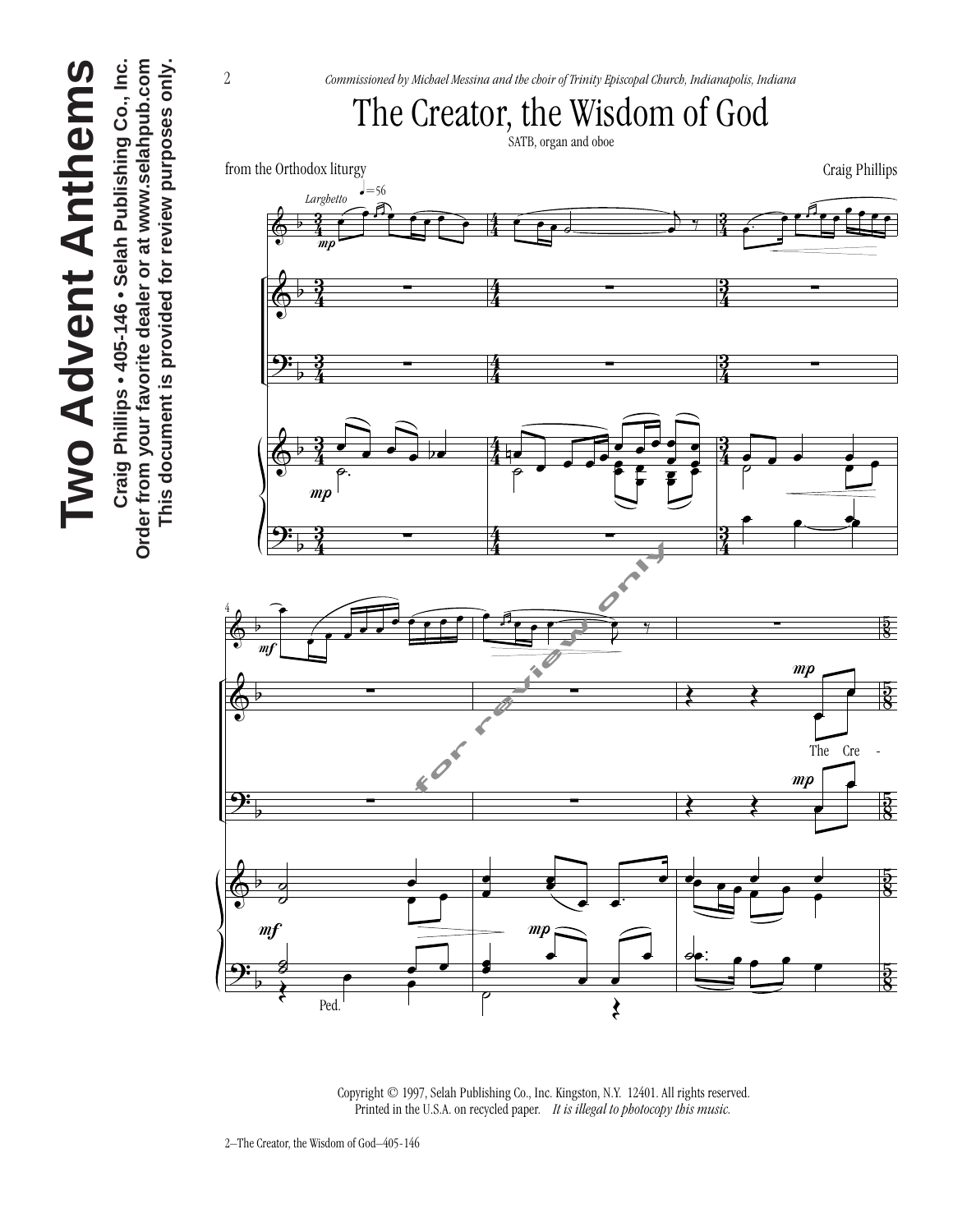Commissioned by Michael Messina and the choir of Trinity Episcopal Church, Indianapolis, Indiana

# The Creator, the Wisdom of God

SATB, organ and oboe

from the Orthodox liturgy

Craig Phillips

Largbetto ♩=56

The Cre -

Ped.

Copyright © 1997, Selah Publishing Co., Inc. Kingston, N.Y. 12401. All rights reserved.
Printed in the U.S.A. on recycled paper. *It is illegal to photocopy this music.*

**Two Advent Anthems**

**Craig Phillips • 405-146 • Selah Publishing Co., Inc.**
**Order from your favorite dealer or at www.selahpub.com**
**This document is provided for review purposes only.**

2—The Creator, the Wisdom of God—405-146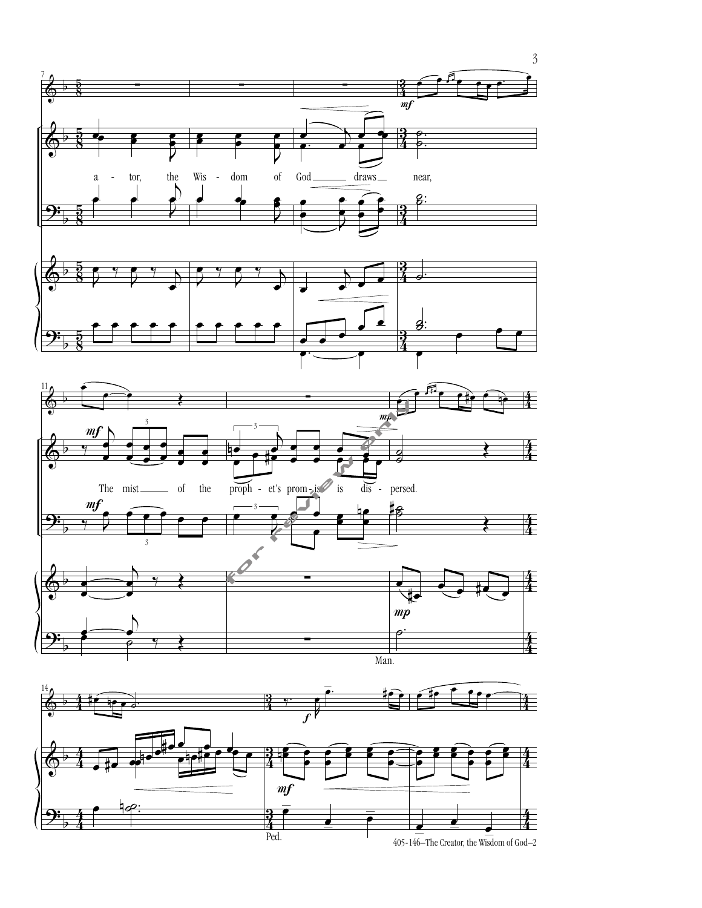a - tor, the Wis - dom of God draws near,

The mist of the proph - et's prom - ise is dis - persed.

Man.

Ped.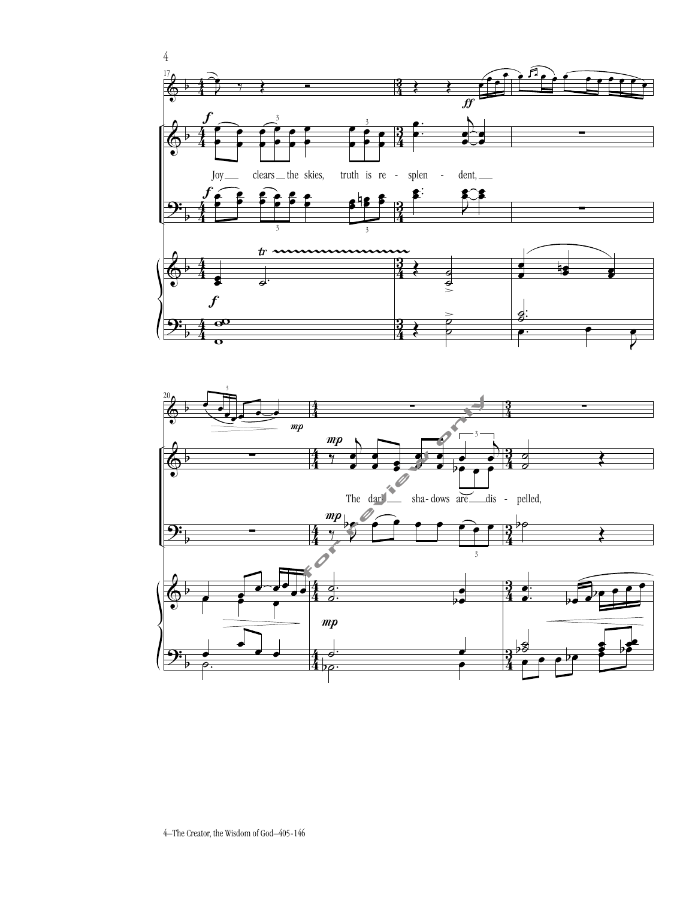Joy clears the skies, truth is re - splen - dent,

The dark shadows are dis - pelled,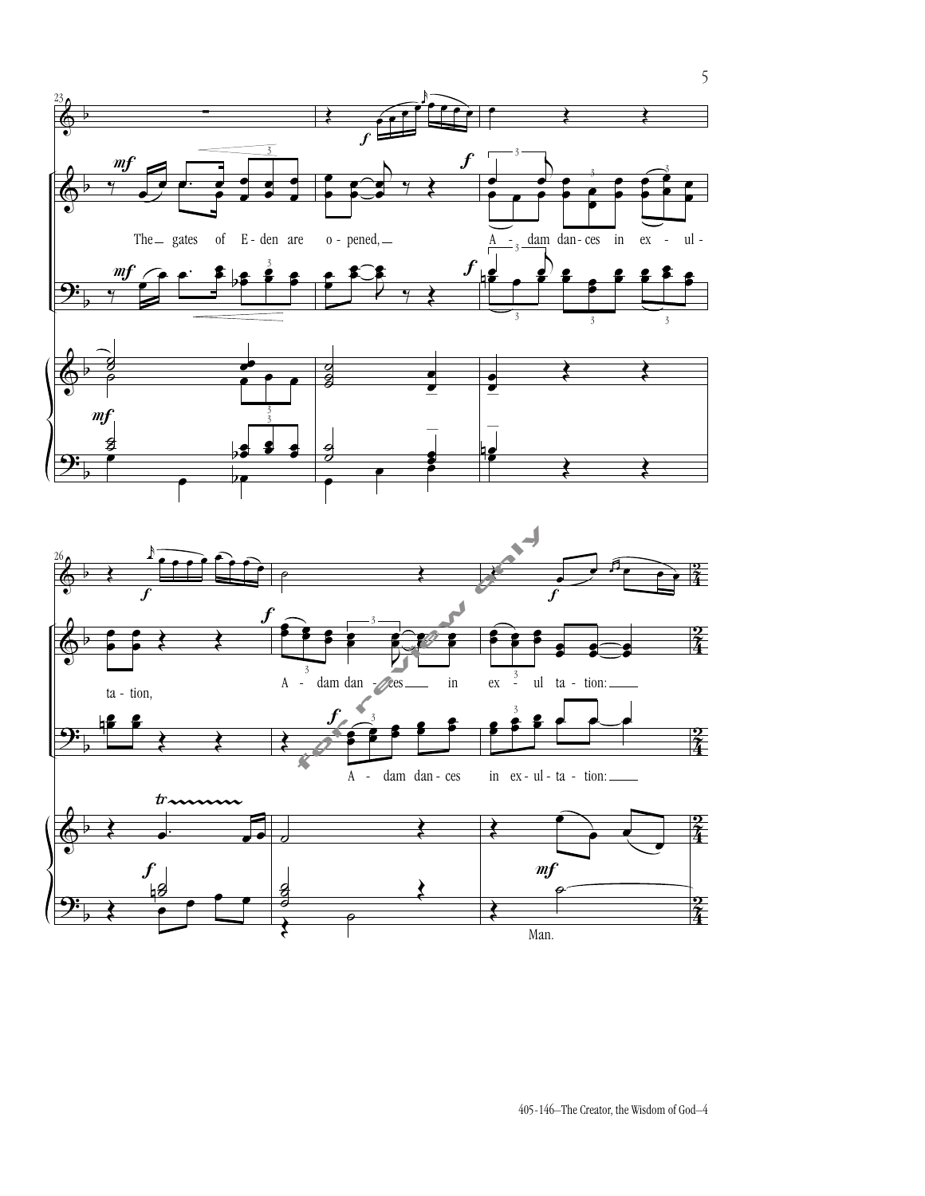The gates of E-den are o-pened, A - dam dan-ces in ex - ul - ta - tion, A - dam dan - ces in ex - ul ta - tion:

A - dam dan-ces in ex-ul-ta - tion:

Man.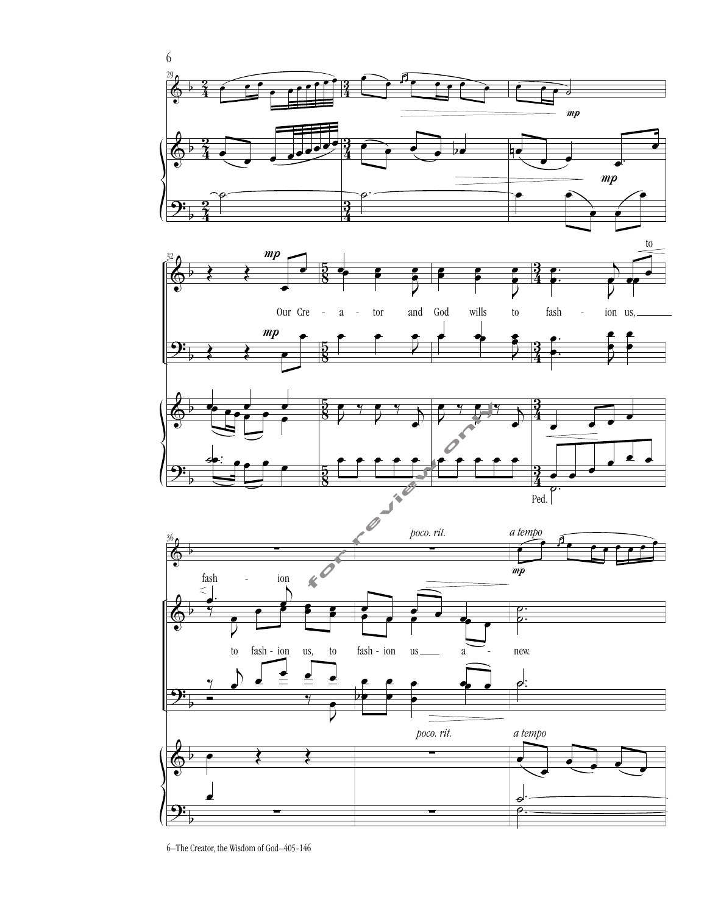Our Cre - a - tor and God wills to fash - ion us, to

fash - ion

*poco. rit.*

*a tempo*

to fash - ion us, to fash - ion us a - new.

*poco. rit.*

*a tempo*

Ped.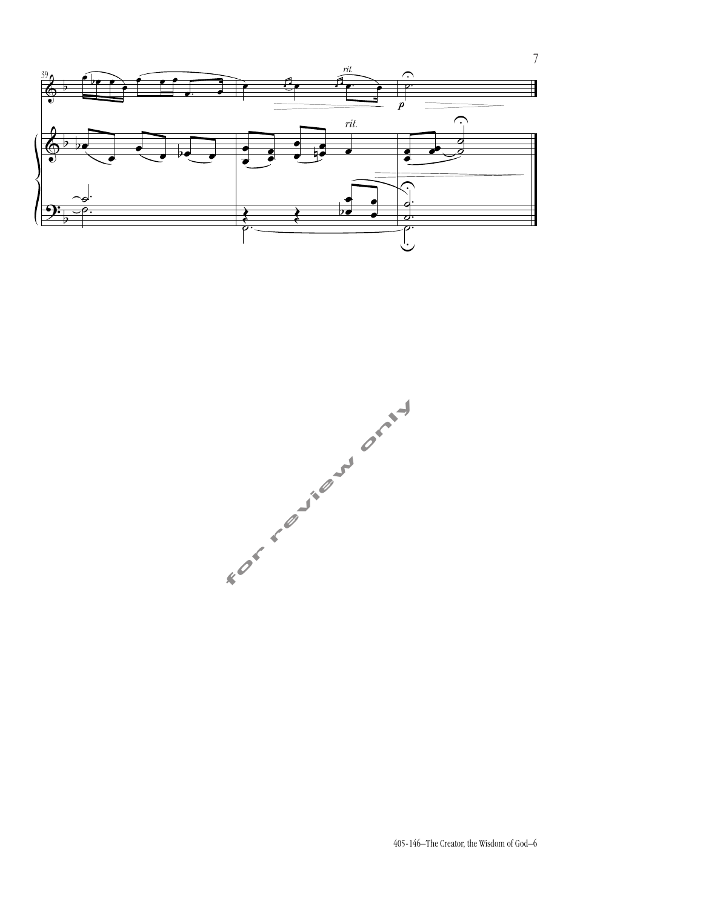for review only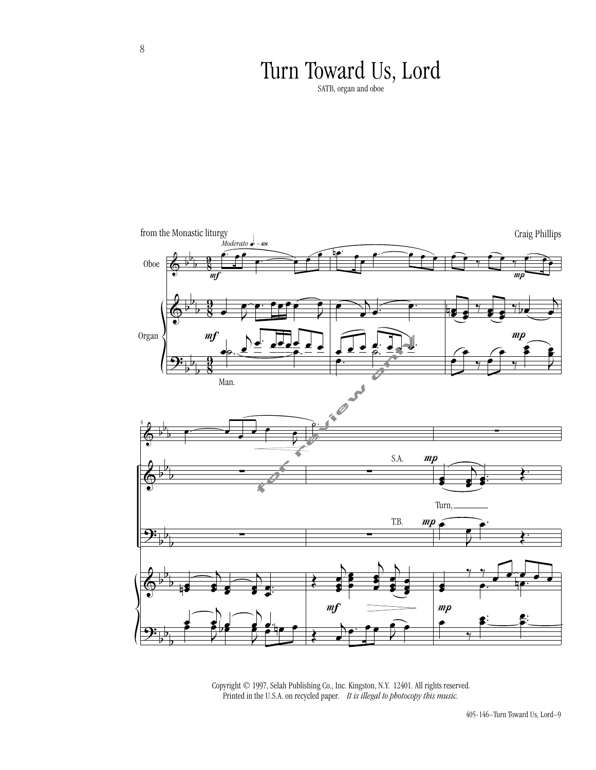# Turn Toward Us, Lord

SATB, organ and oboe

from the Monastic liturgy

Craig Phillips

Copyright © 1997, Selah Publishing Co., Inc. Kingston, N.Y. 12401. All rights reserved.
Printed in the U.S.A. on recycled paper. *It is illegal to photocopy this music.*

405-146—Turn Toward Us, Lord–9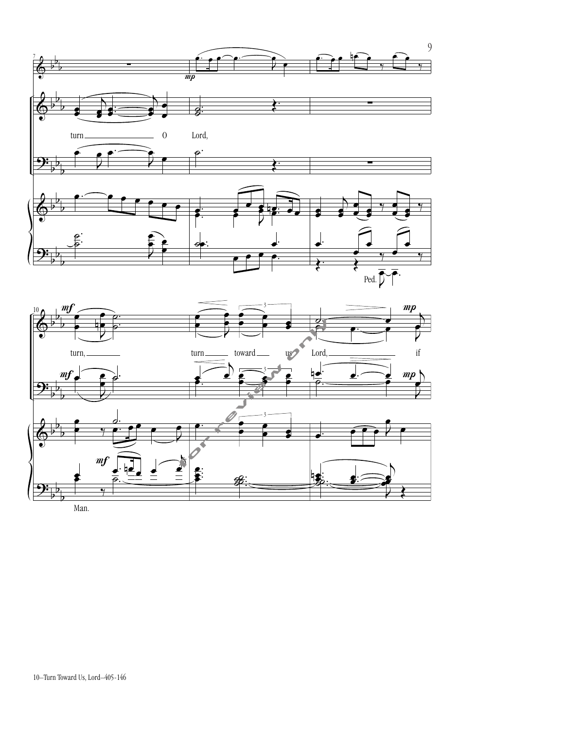turn O Lord,

turn, turn toward us Lord, if

Man.

Ped.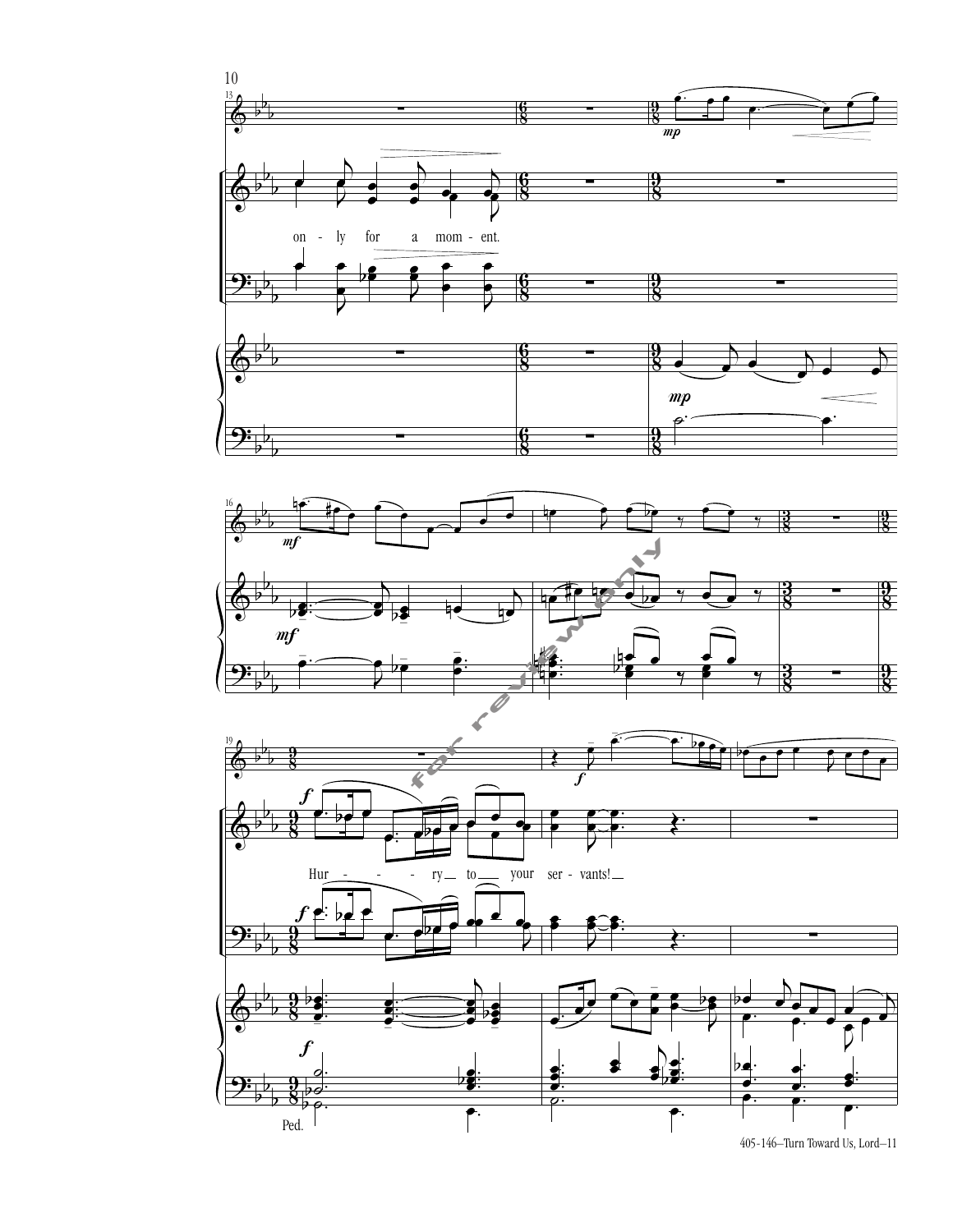on - ly for a mom - ent.

Hur - - - ry to your ser - vants!

Ped.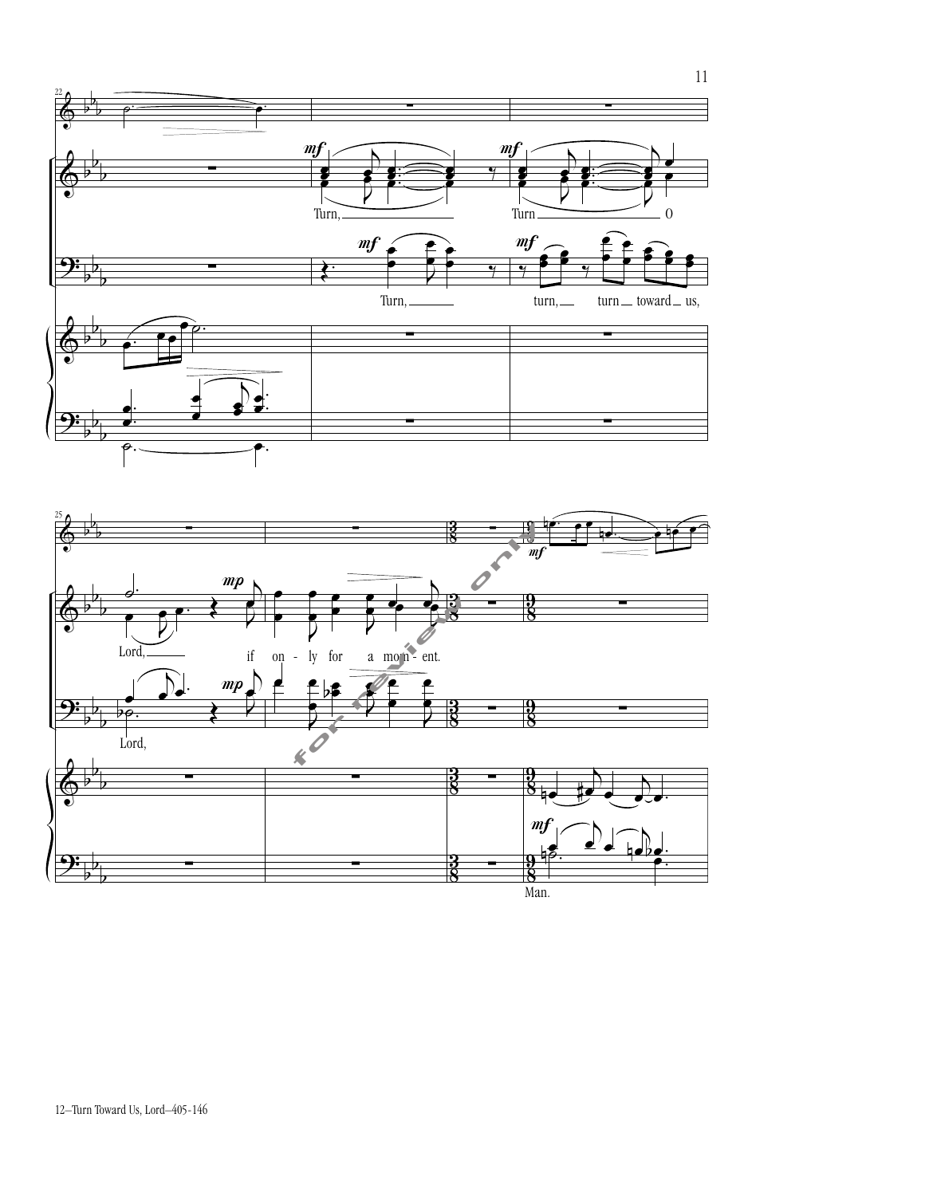Turn, Turn O

Turn, turn, turn toward us,

Lord, if on - ly for a mo - ment.

Lord,

Man.

for review only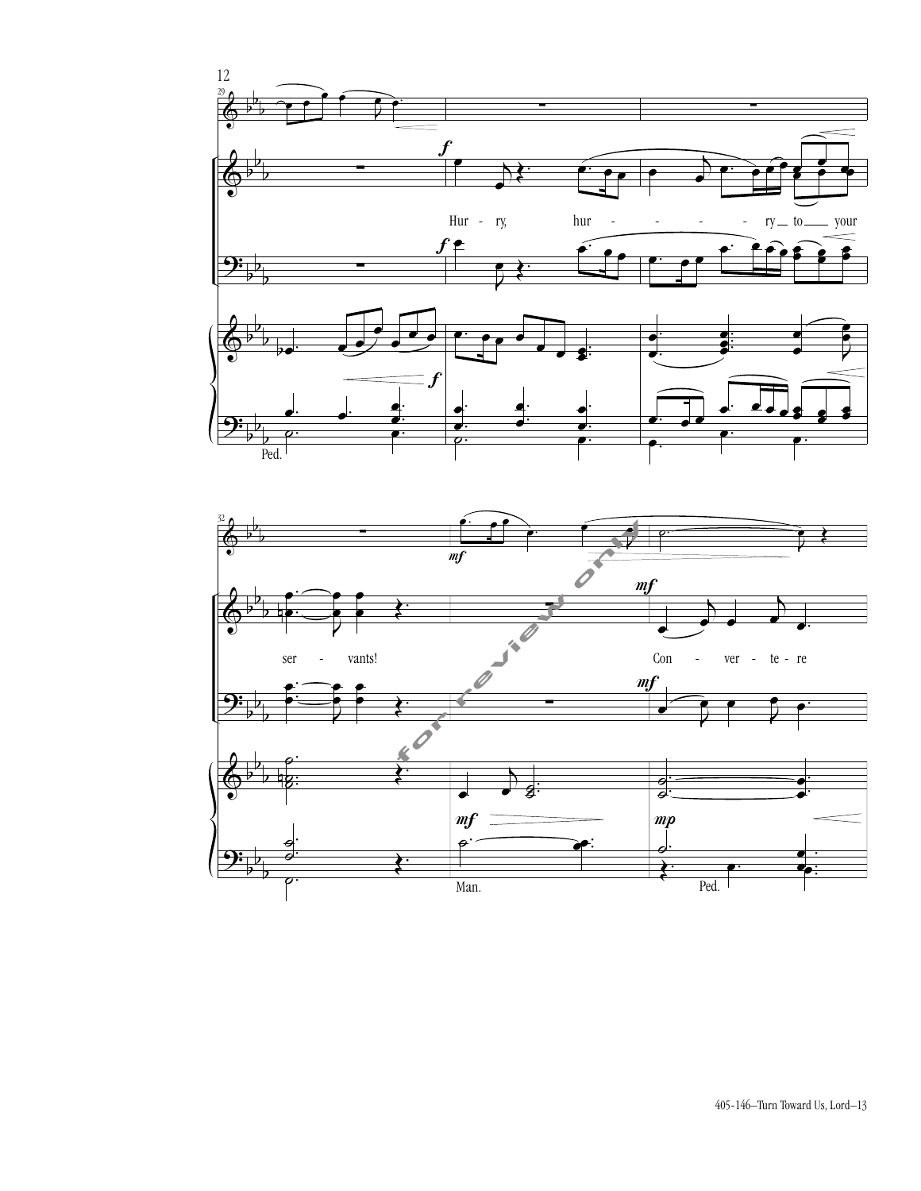Hur - ry, hur - - - - - ry to your

ser - vants! Con - ver - te - re

Ped.

Man.

Ped.

for review only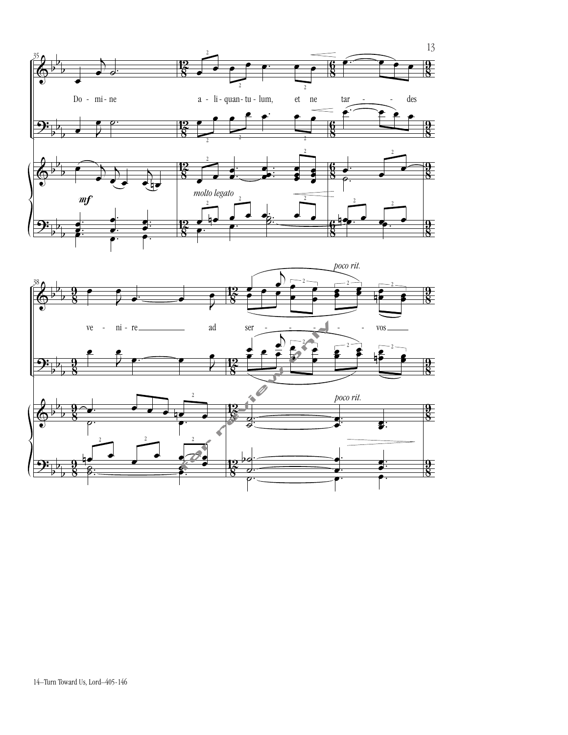Do - mi - ne a - li - quan - tu - lum, et ne tar - - des

*mf*

*molto legato*

ve - ni - re ad ser - - - - - - vos

*poco rit.*

*poco rit.*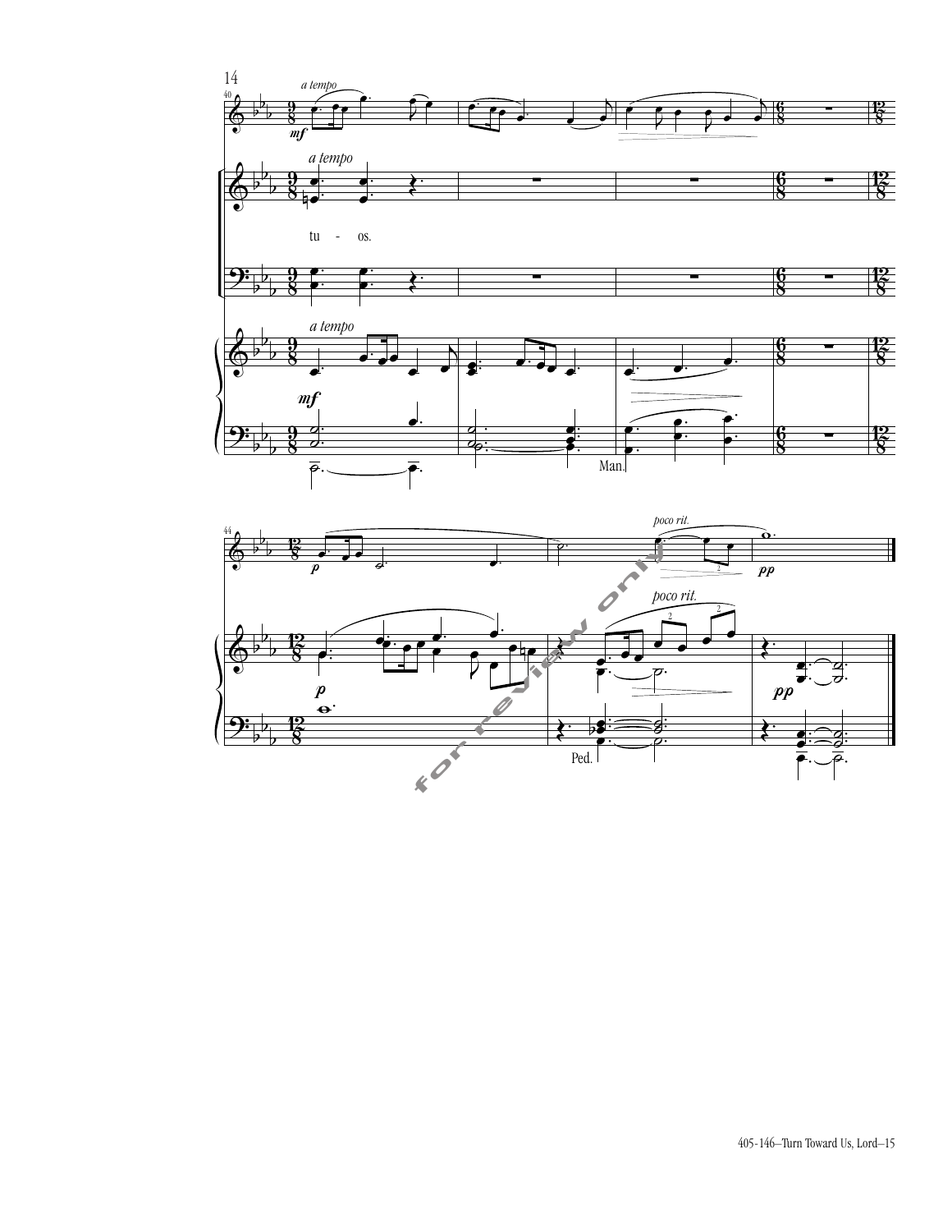*a tempo*

*mf*

*a tempo*

tu - os.

*a tempo*

*mf*

Man.

*p*

*poco rit.*

*pp*

*p*

*poco rit.*

*pp*

Ped.

for review only

405-146–Turn Toward Us, Lord–15